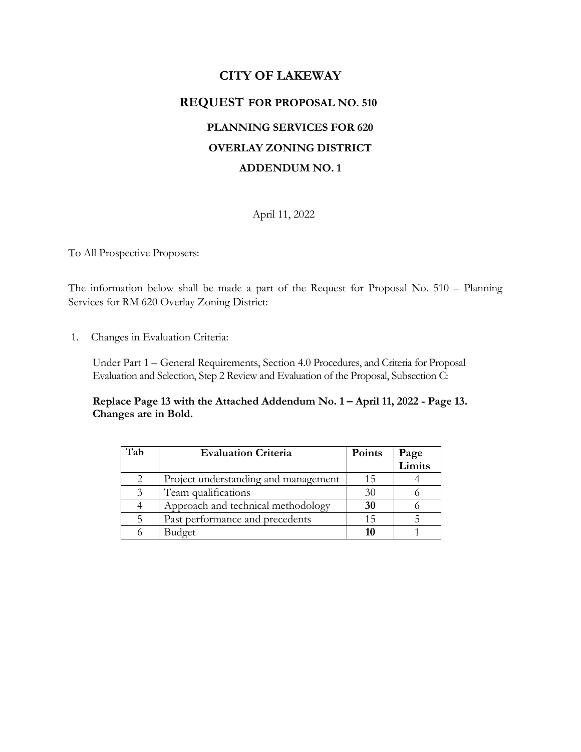# CITY OF LAKEWAY

## REQUEST FOR PROPOSAL NO. 510

### PLANNING SERVICES FOR 620

### OVERLAY ZONING DISTRICT

### ADDENDUM NO. 1

April 11, 2022

To All Prospective Proposers:

The information below shall be made a part of the Request for Proposal No. 510 – Planning Services for RM 620 Overlay Zoning District:

1. Changes in Evaluation Criteria:

   Under Part 1 – General Requirements, Section 4.0 Procedures, and Criteria for Proposal Evaluation and Selection, Step 2 Review and Evaluation of the Proposal, Subsection C:

   **Replace Page 13 with the Attached Addendum No. 1 – April 11, 2022 - Page 13. Changes are in Bold.**

| Tab | Evaluation Criteria | Points | Page Limits |
|---|---|---|---|
| 2 | Project understanding and management | 15 | 4 |
| 3 | Team qualifications | 30 | 6 |
| 4 | Approach and technical methodology | **30** | 6 |
| 5 | Past performance and precedents | 15 | 5 |
| 6 | Budget | **10** | 1 |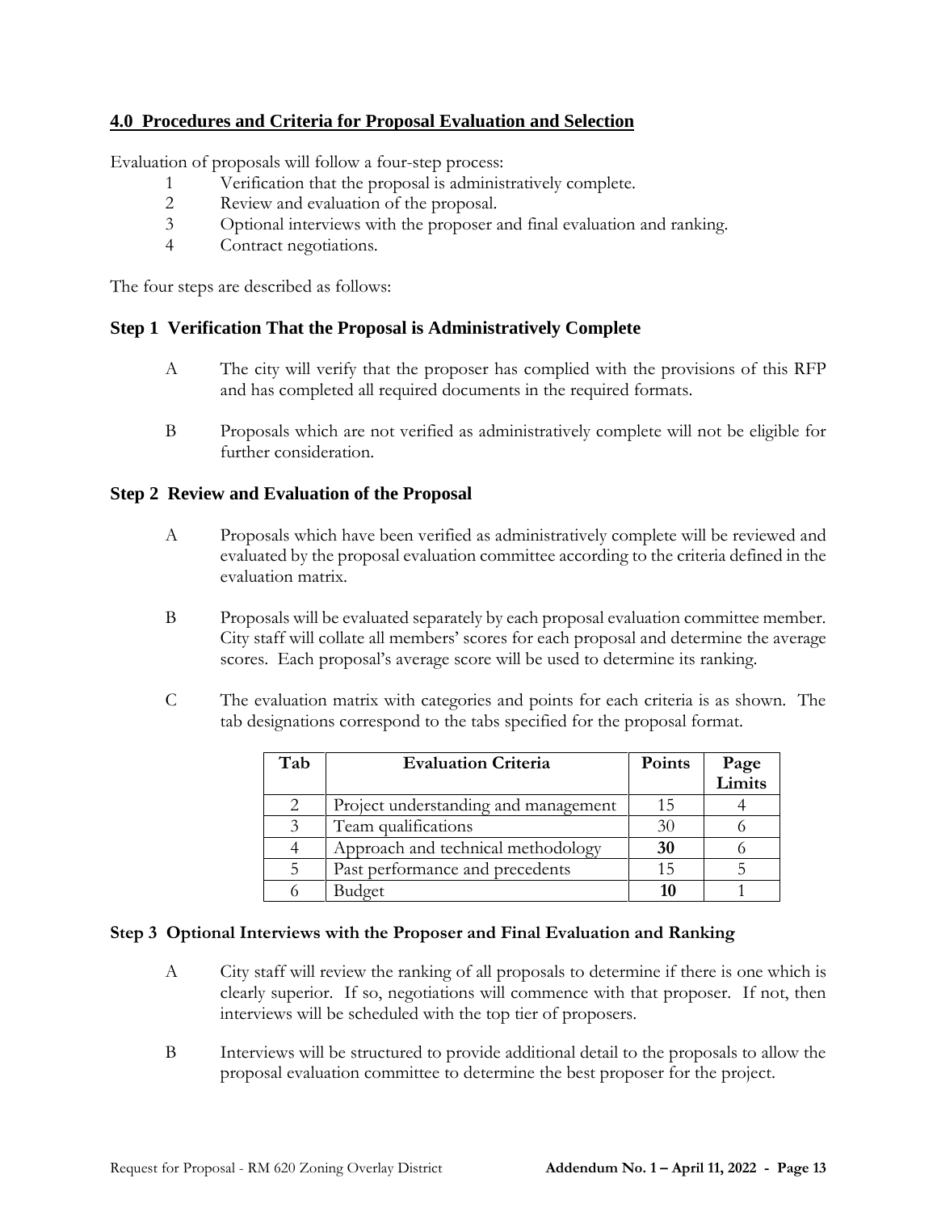## 4.0 Procedures and Criteria for Proposal Evaluation and Selection

Evaluation of proposals will follow a four-step process:

1. Verification that the proposal is administratively complete.
2. Review and evaluation of the proposal.
3. Optional interviews with the proposer and final evaluation and ranking.
4. Contract negotiations.

The four steps are described as follows:

### Step 1 Verification That the Proposal is Administratively Complete

A The city will verify that the proposer has complied with the provisions of this RFP and has completed all required documents in the required formats.

B Proposals which are not verified as administratively complete will not be eligible for further consideration.

### Step 2 Review and Evaluation of the Proposal

A Proposals which have been verified as administratively complete will be reviewed and evaluated by the proposal evaluation committee according to the criteria defined in the evaluation matrix.

B Proposals will be evaluated separately by each proposal evaluation committee member. City staff will collate all members' scores for each proposal and determine the average scores. Each proposal's average score will be used to determine its ranking.

C The evaluation matrix with categories and points for each criteria is as shown. The tab designations correspond to the tabs specified for the proposal format.

| Tab | Evaluation Criteria | Points | Page Limits |
|---|---|---|---|
| 2 | Project understanding and management | 15 | 4 |
| 3 | Team qualifications | 30 | 6 |
| 4 | Approach and technical methodology | **30** | 6 |
| 5 | Past performance and precedents | 15 | 5 |
| 6 | Budget | **10** | 1 |

### Step 3 Optional Interviews with the Proposer and Final Evaluation and Ranking

A City staff will review the ranking of all proposals to determine if there is one which is clearly superior. If so, negotiations will commence with that proposer. If not, then interviews will be scheduled with the top tier of proposers.

B Interviews will be structured to provide additional detail to the proposals to allow the proposal evaluation committee to determine the best proposer for the project.